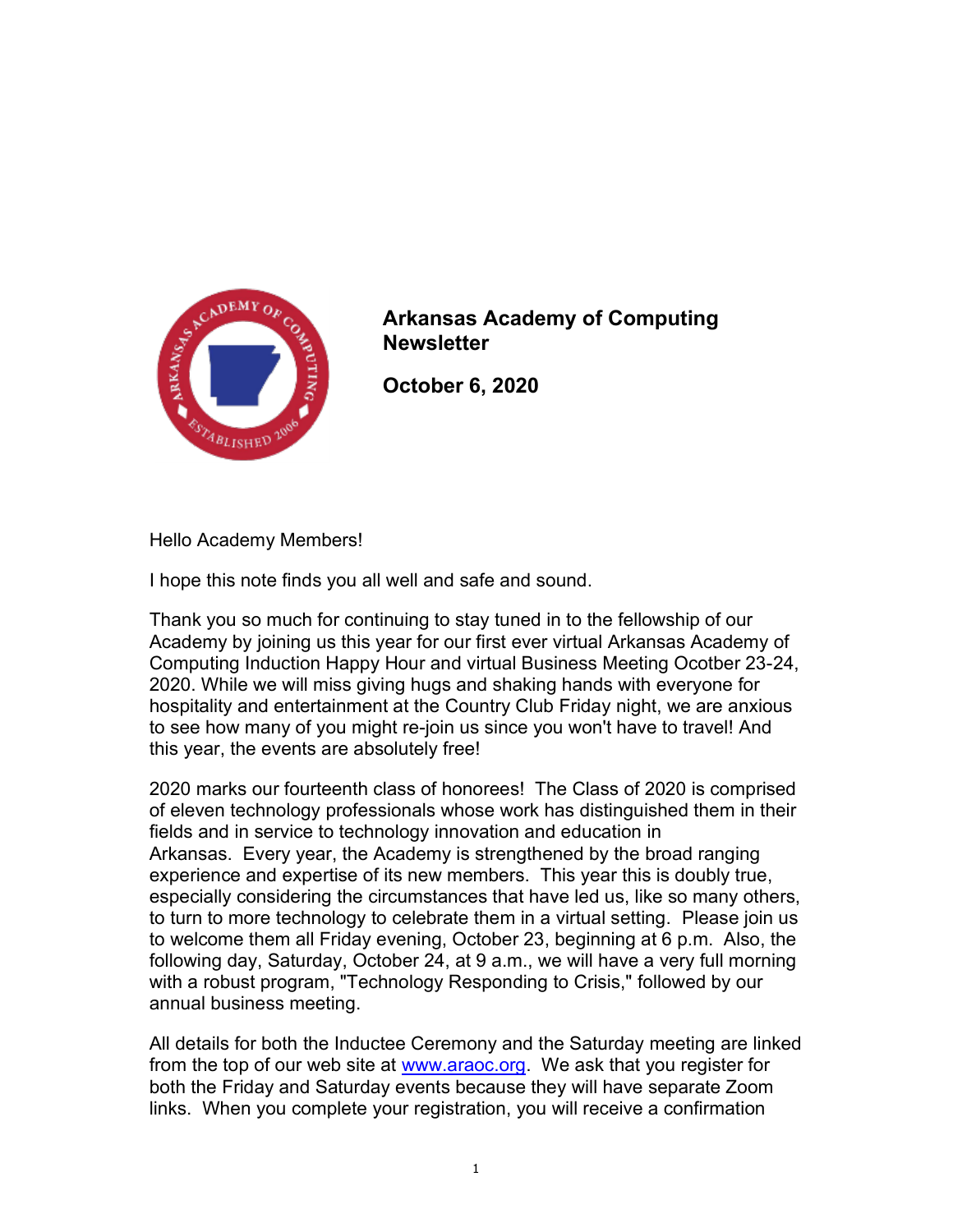# Arkansas Academy of Computing Newsletter

## October 6, 2020

Hello Academy Members!

I hope this note finds you all well and safe and sound.

Thank you so much for continuing to stay tuned in to the fellowship of our Academy by joining us this year for our first ever virtual Arkansas Academy of Computing Induction Happy Hour and virtual Business Meeting Ocotber 23-24, 2020. While we will miss giving hugs and shaking hands with everyone for hospitality and entertainment at the Country Club Friday night, we are anxious to see how many of you might re-join us since you won't have to travel! And this year, the events are absolutely free!

2020 marks our fourteenth class of honorees! The Class of 2020 is comprised of eleven technology professionals whose work has distinguished them in their fields and in service to technology innovation and education in Arkansas. Every year, the Academy is strengthened by the broad ranging experience and expertise of its new members. This year this is doubly true, especially considering the circumstances that have led us, like so many others, to turn to more technology to celebrate them in a virtual setting. Please join us to welcome them all Friday evening, October 23, beginning at 6 p.m. Also, the following day, Saturday, October 24, at 9 a.m., we will have a very full morning with a robust program, "Technology Responding to Crisis," followed by our annual business meeting.

All details for both the Inductee Ceremony and the Saturday meeting are linked from the top of our web site at [www.araoc.org](http://www.araoc.org). We ask that you register for both the Friday and Saturday events because they will have separate Zoom links. When you complete your registration, you will receive a confirmation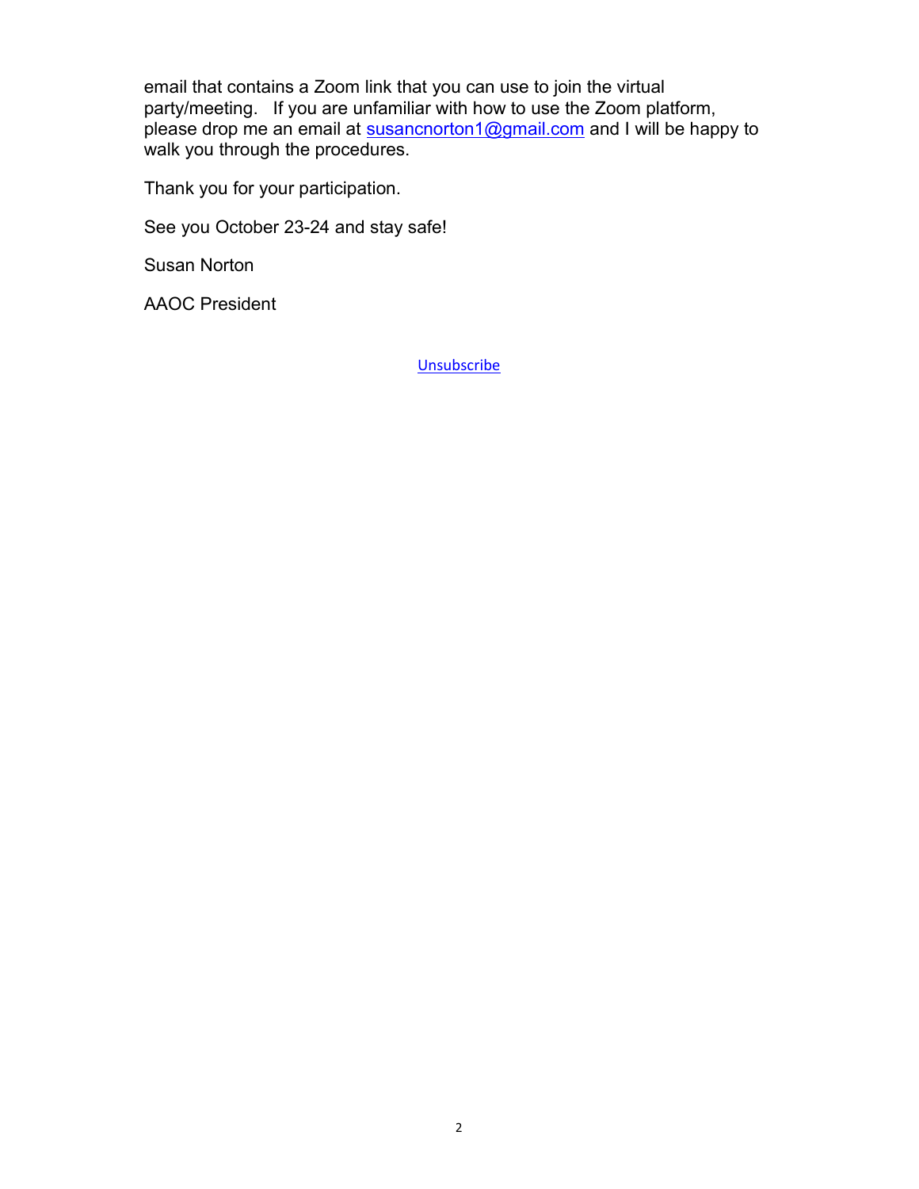email that contains a Zoom link that you can use to join the virtual party/meeting.   If you are unfamiliar with how to use the Zoom platform, please drop me an email at susancnorton1@gmail.com and I will be happy to walk you through the procedures.

Thank you for your participation.

See you October 23-24 and stay safe!

Susan Norton

AAOC President

Unsubscribe